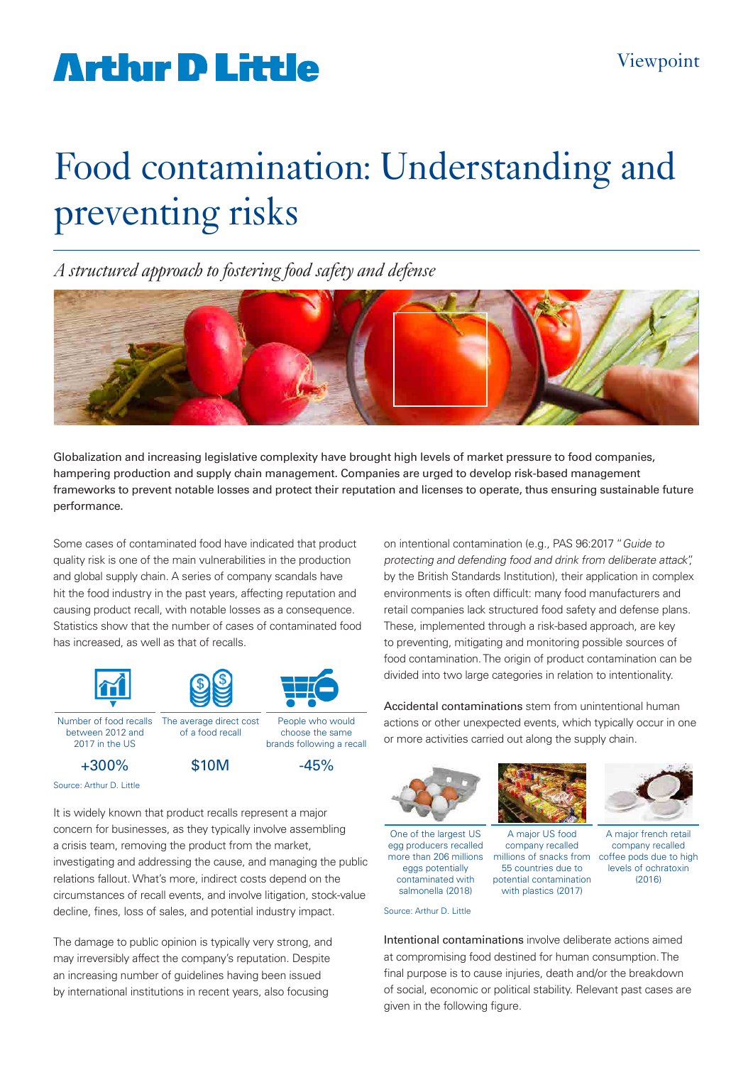Arthur D Little

Viewpoint

# Food contamination: Understanding and preventing risks

*A structured approach to fostering food safety and defense*

Globalization and increasing legislative complexity have brought high levels of market pressure to food companies, hampering production and supply chain management. Companies are urged to develop risk-based management frameworks to prevent notable losses and protect their reputation and licenses to operate, thus ensuring sustainable future performance.

Some cases of contaminated food have indicated that product quality risk is one of the main vulnerabilities in the production and global supply chain. A series of company scandals have hit the food industry in the past years, affecting reputation and causing product recall, with notable losses as a consequence. Statistics show that the number of cases of contaminated food has increased, as well as that of recalls.

| Number of food recalls between 2012 and 2017 in the US | The average direct cost of a food recall | People who would choose the same brands following a recall |
|---|---|---|
| +300% | $10M | -45% |

Source: Arthur D. Little

It is widely known that product recalls represent a major concern for businesses, as they typically involve assembling a crisis team, removing the product from the market, investigating and addressing the cause, and managing the public relations fallout. What's more, indirect costs depend on the circumstances of recall events, and involve litigation, stock-value decline, fines, loss of sales, and potential industry impact.

The damage to public opinion is typically very strong, and may irreversibly affect the company's reputation. Despite an increasing number of guidelines having been issued by international institutions in recent years, also focusing on intentional contamination (e.g., PAS 96:2017 "*Guide to protecting and defending food and drink from deliberate attack*", by the British Standards Institution), their application in complex environments is often difficult: many food manufacturers and retail companies lack structured food safety and defense plans. These, implemented through a risk-based approach, are key to preventing, mitigating and monitoring possible sources of food contamination. The origin of product contamination can be divided into two large categories in relation to intentionality.

**Accidental contaminations** stem from unintentional human actions or other unexpected events, which typically occur in one or more activities carried out along the supply chain.

| One of the largest US egg producers recalled more than 206 millions eggs potentially contaminated with salmonella (2018) | A major US food company recalled millions of snacks from 55 countries due to potential contamination with plastics (2017) | A major french retail company recalled coffee pods due to high levels of ochratoxin (2016) |
|---|---|---|

Source: Arthur D. Little

**Intentional contaminations** involve deliberate actions aimed at compromising food destined for human consumption. The final purpose is to cause injuries, death and/or the breakdown of social, economic or political stability. Relevant past cases are given in the following figure.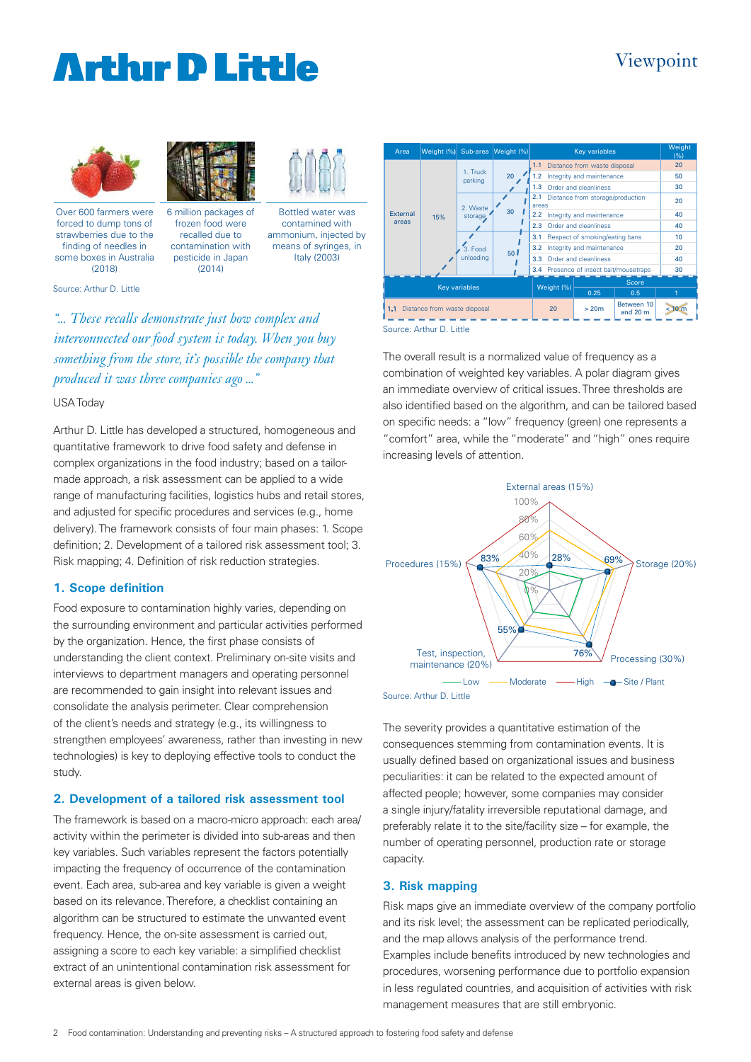Over 600 farmers were forced to dump tons of strawberries due to the finding of needles in some boxes in Australia (2018)

6 million packages of frozen food were recalled due to contamination with pesticide in Japan (2014)

Bottled water was contamined with ammonium, injected by means of syringes, in Italy (2003)

Source: Arthur D. Little

*"... These recalls demonstrate just how complex and interconnected our food system is today. When you buy something from the store, it's possible the company that produced it was three companies ago ..."*

USA Today

Arthur D. Little has developed a structured, homogeneous and quantitative framework to drive food safety and defense in complex organizations in the food industry; based on a tailor-made approach, a risk assessment can be applied to a wide range of manufacturing facilities, logistics hubs and retail stores, and adjusted for specific procedures and services (e.g., home delivery). The framework consists of four main phases: 1. Scope definition; 2. Development of a tailored risk assessment tool; 3. Risk mapping; 4. Definition of risk reduction strategies.

## 1. Scope definition

Food exposure to contamination highly varies, depending on the surrounding environment and particular activities performed by the organization. Hence, the first phase consists of understanding the client context. Preliminary on-site visits and interviews to department managers and operating personnel are recommended to gain insight into relevant issues and consolidate the analysis perimeter. Clear comprehension of the client's needs and strategy (e.g., its willingness to strengthen employees' awareness, rather than investing in new technologies) is key to deploying effective tools to conduct the study.

## 2. Development of a tailored risk assessment tool

The framework is based on a macro-micro approach: each area/activity within the perimeter is divided into sub-areas and then key variables. Such variables represent the factors potentially impacting the frequency of occurrence of the contamination event. Each area, sub-area and key variable is given a weight based on its relevance. Therefore, a checklist containing an algorithm can be structured to estimate the unwanted event frequency. Hence, the on-site assessment is carried out, assigning a score to each key variable: a simplified checklist extract of an unintentional contamination risk assessment for external areas is given below.

| Area | Weight (%) | Sub-area | Weight (%) | Key variables | Weight (%) |
|---|---|---|---|---|---|
| External areas | 15% | 1. Truck parking | 20 | 1.1 Distance from waste disposal | 20 |
| | | | | 1.2 Integrity and maintenance | 50 |
| | | | | 1.3 Order and cleanliness | 30 |
| | | 2. Waste storage | 30 | 2.1 Distance from storage/production areas | 20 |
| | | | | 2.2 Integrity and maintenance | 40 |
| | | | | 2.3 Order and cleanliness | 40 |
| | | 3. Food unloading | 50 | 3.1 Respect of smoking/eating bans | 10 |
| | | | | 3.2 Integrity and maintenance | 20 |
| | | | | 3.3 Order and cleanliness | 40 |
| | | | | 3.4 Presence of insect bait/mousetraps | 30 |

| Key variables | Weight (%) | Score 0.25 | Score 0.5 | Score 1 |
|---|---|---|---|---|
| 1.1 Distance from waste disposal | 20 | > 20m | Between 10 and 20 m | < 10 m |

Source: Arthur D. Little

The overall result is a normalized value of frequency as a combination of weighted key variables. A polar diagram gives an immediate overview of critical issues. Three thresholds are also identified based on the algorithm, and can be tailored based on specific needs: a "low" frequency (green) one represents a "comfort" area, while the "moderate" and "high" ones require increasing levels of attention.

External areas (15%): 28%; Storage (20%): 69%; Processing (30%): 76%; Test, inspection, maintenance (20%): 55%; Procedures (15%): 83%

Legend: Low, Moderate, High, Site / Plant

Source: Arthur D. Little

The severity provides a quantitative estimation of the consequences stemming from contamination events. It is usually defined based on organizational issues and business peculiarities: it can be related to the expected amount of affected people; however, some companies may consider a single injury/fatality irreversible reputational damage, and preferably relate it to the site/facility size – for example, the number of operating personnel, production rate or storage capacity.

## 3. Risk mapping

Risk maps give an immediate overview of the company portfolio and its risk level; the assessment can be replicated periodically, and the map allows analysis of the performance trend. Examples include benefits introduced by new technologies and procedures, worsening performance due to portfolio expansion in less regulated countries, and acquisition of activities with risk management measures that are still embryonic.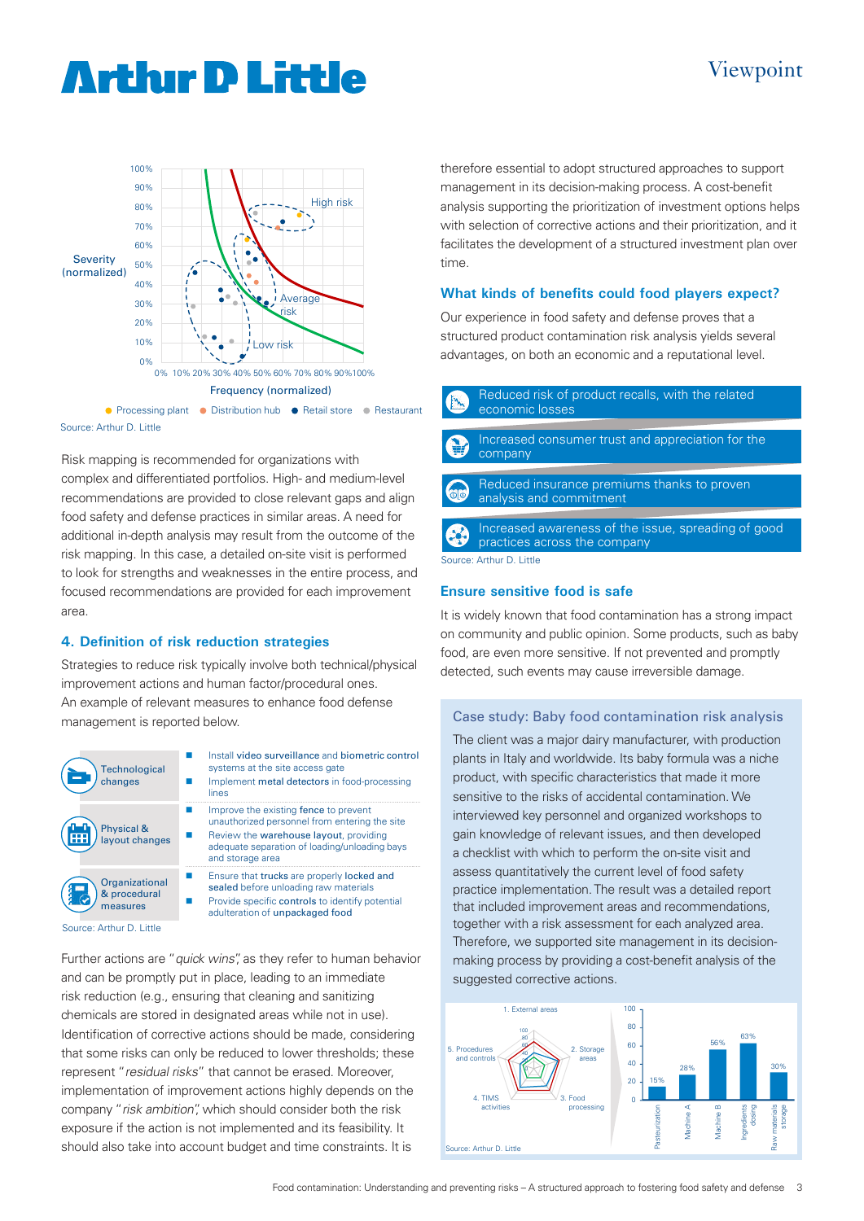Severity (normalized)

Frequency (normalized)

High risk · Average risk · Low risk

● Processing plant ● Distribution hub ● Retail store ● Restaurant

Source: Arthur D. Little

Risk mapping is recommended for organizations with complex and differentiated portfolios. High- and medium-level recommendations are provided to close relevant gaps and align food safety and defense practices in similar areas. A need for additional in-depth analysis may result from the outcome of the risk mapping. In this case, a detailed on-site visit is performed to look for strengths and weaknesses in the entire process, and focused recommendations are provided for each improvement area.

## 4. Definition of risk reduction strategies

Strategies to reduce risk typically involve both technical/physical improvement actions and human factor/procedural ones. An example of relevant measures to enhance food defense management is reported below.

| Category | Measures |
| --- | --- |
| Technological changes | ■ Install **video surveillance** and **biometric control** systems at the site access gate<br>■ Implement **metal detectors** in food-processing lines |
| Physical & layout changes | ■ Improve the existing **fence** to prevent unauthorized personnel from entering the site<br>■ Review the **warehouse layout**, providing adequate separation of loading/unloading bays and storage area |
| Organizational & procedural measures | ■ Ensure that **trucks** are properly **locked and sealed** before unloading raw materials<br>■ Provide specific **controls** to identify potential adulteration of **unpackaged food** |

Source: Arthur D. Little

Further actions are "*quick wins*", as they refer to human behavior and can be promptly put in place, leading to an immediate risk reduction (e.g., ensuring that cleaning and sanitizing chemicals are stored in designated areas while not in use). Identification of corrective actions should be made, considering that some risks can only be reduced to lower thresholds; these represent "*residual risks*" that cannot be erased. Moreover, implementation of improvement actions highly depends on the company "*risk ambition*", which should consider both the risk exposure if the action is not implemented and its feasibility. It should also take into account budget and time constraints. It is therefore essential to adopt structured approaches to support management in its decision-making process. A cost-benefit analysis supporting the prioritization of investment options helps with selection of corrective actions and their prioritization, and it facilitates the development of a structured investment plan over time.

## What kinds of benefits could food players expect?

Our experience in food safety and defense proves that a structured product contamination risk analysis yields several advantages, on both an economic and a reputational level.

- Reduced risk of product recalls, with the related economic losses
- Increased consumer trust and appreciation for the company
- Reduced insurance premiums thanks to proven analysis and commitment
- Increased awareness of the issue, spreading of good practices across the company

Source: Arthur D. Little

## Ensure sensitive food is safe

It is widely known that food contamination has a strong impact on community and public opinion. Some products, such as baby food, are even more sensitive. If not prevented and promptly detected, such events may cause irreversible damage.

### Case study: Baby food contamination risk analysis

The client was a major dairy manufacturer, with production plants in Italy and worldwide. Its baby formula was a niche product, with specific characteristics that made it more sensitive to the risks of accidental contamination. We interviewed key personnel and organized workshops to gain knowledge of relevant issues, and then developed a checklist with which to perform the on-site visit and assess quantitatively the current level of food safety practice implementation. The result was a detailed report that included improvement areas and recommendations, together with a risk assessment for each analyzed area. Therefore, we supported site management in its decision-making process by providing a cost-benefit analysis of the suggested corrective actions.

Radar chart axes: 1. External areas; 2. Storage areas; 3. Food processing; 4. TIMS activities; 5. Procedures and controls

| Area | Value |
| --- | --- |
| Pasteurization | 15% |
| Machine A | 28% |
| Machine B | 56% |
| Ingredients dosing | 63% |
| Raw materials storage | 30% |

Source: Arthur D. Little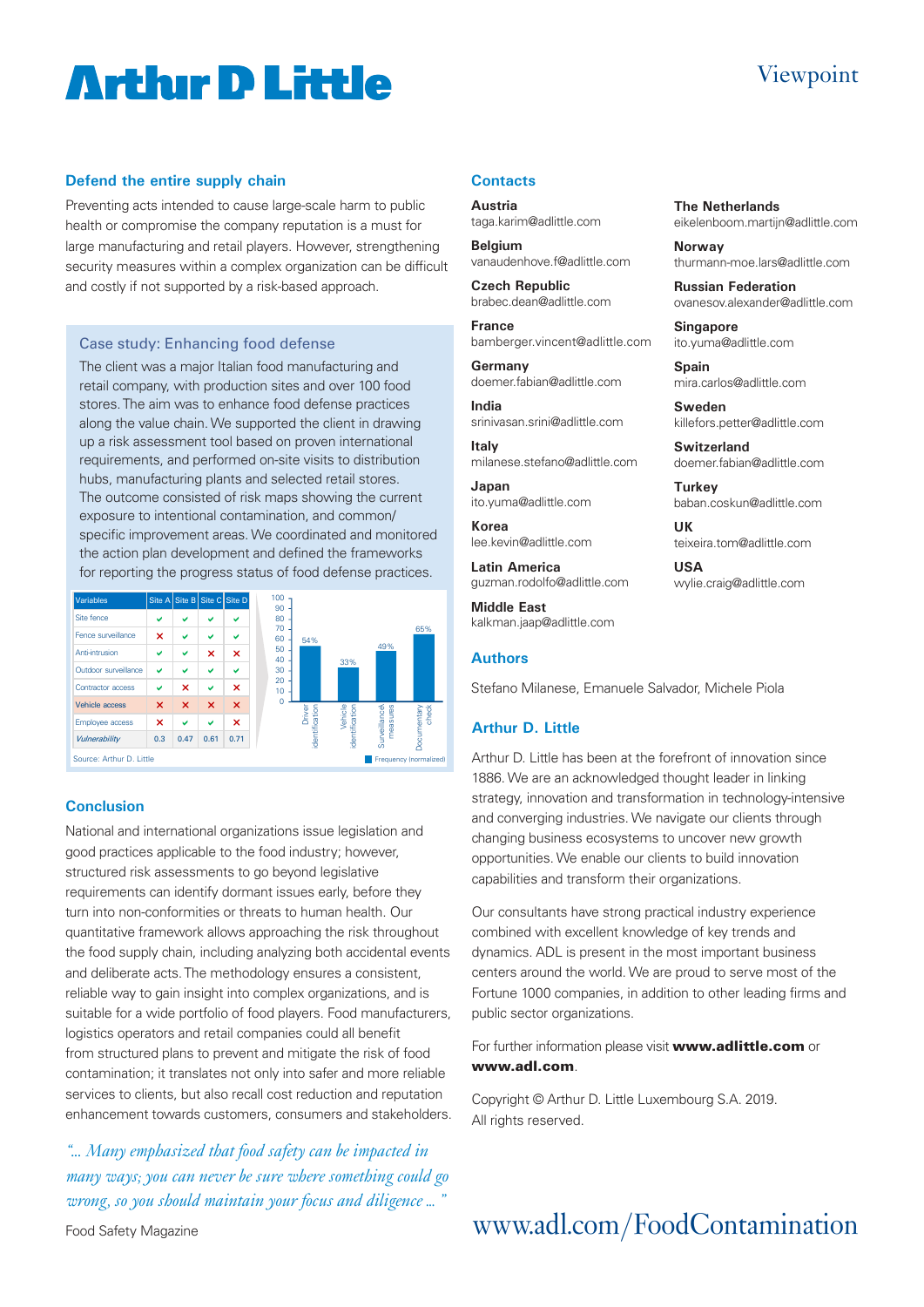# Arthur D Little

Viewpoint

## Defend the entire supply chain

Preventing acts intended to cause large-scale harm to public health or compromise the company reputation is a must for large manufacturing and retail players. However, strengthening security measures within a complex organization can be difficult and costly if not supported by a risk-based approach.

### Case study: Enhancing food defense

The client was a major Italian food manufacturing and retail company, with production sites and over 100 food stores. The aim was to enhance food defense practices along the value chain. We supported the client in drawing up a risk assessment tool based on proven international requirements, and performed on-site visits to distribution hubs, manufacturing plants and selected retail stores. The outcome consisted of risk maps showing the current exposure to intentional contamination, and common/specific improvement areas. We coordinated and monitored the action plan development and defined the frameworks for reporting the progress status of food defense practices.

| Variables | Site A | Site B | Site C | Site D |
|---|---|---|---|---|
| Site fence | ✔ | ✔ | ✔ | ✔ |
| Fence surveillance | ✘ | ✔ | ✔ | ✔ |
| Anti-intrusion | ✔ | ✔ | ✘ | ✘ |
| Outdoor surveillance | ✔ | ✔ | ✔ | ✔ |
| Contractor access | ✔ | ✘ | ✔ | ✘ |
| Vehicle access | ✘ | ✘ | ✘ | ✘ |
| Employee access | ✘ | ✔ | ✔ | ✘ |
| *Vulnerability* | 0.3 | 0.47 | 0.61 | 0.71 |

100
90
80
70
60
50
40
30
20
10
0

54%
33%
49%
65%

Driver identification
Vehicle identification
Surveillance measures
Documentary check

Frequency (normalized)

Source: Arthur D. Little

## Conclusion

National and international organizations issue legislation and good practices applicable to the food industry; however, structured risk assessments to go beyond legislative requirements can identify dormant issues early, before they turn into non-conformities or threats to human health. Our quantitative framework allows approaching the risk throughout the food supply chain, including analyzing both accidental events and deliberate acts. The methodology ensures a consistent, reliable way to gain insight into complex organizations, and is suitable for a wide portfolio of food players. Food manufacturers, logistics operators and retail companies could all benefit from structured plans to prevent and mitigate the risk of food contamination; it translates not only into safer and more reliable services to clients, but also recall cost reduction and reputation enhancement towards customers, consumers and stakeholders.

*"... Many emphasized that food safety can be impacted in many ways; you can never be sure where something could go wrong, so you should maintain your focus and diligence ... "*

Food Safety Magazine

## Contacts

**Austria**
taga.karim@adlittle.com

**Belgium**
vanaudenhove.f@adlittle.com

**Czech Republic**
brabec.dean@adlittle.com

**France**
bamberger.vincent@adlittle.com

**Germany**
doemer.fabian@adlittle.com

**India**
srinivasan.srini@adlittle.com

**Italy**
milanese.stefano@adlittle.com

**Japan**
ito.yuma@adlittle.com

**Korea**
lee.kevin@adlittle.com

**Latin America**
guzman.rodolfo@adlittle.com

**Middle East**
kalkman.jaap@adlittle.com

**The Netherlands**
eikelenboom.martijn@adlittle.com

**Norway**
thurmann-moe.lars@adlittle.com

**Russian Federation**
ovanesov.alexander@adlittle.com

**Singapore**
ito.yuma@adlittle.com

**Spain**
mira.carlos@adlittle.com

**Sweden**
killefors.petter@adlittle.com

**Switzerland**
doemer.fabian@adlittle.com

**Turkey**
baban.coskun@adlittle.com

**UK**
teixeira.tom@adlittle.com

**USA**
wylie.craig@adlittle.com

## Authors

Stefano Milanese, Emanuele Salvador, Michele Piola

## Arthur D. Little

Arthur D. Little has been at the forefront of innovation since 1886. We are an acknowledged thought leader in linking strategy, innovation and transformation in technology-intensive and converging industries. We navigate our clients through changing business ecosystems to uncover new growth opportunities. We enable our clients to build innovation capabilities and transform their organizations.

Our consultants have strong practical industry experience combined with excellent knowledge of key trends and dynamics. ADL is present in the most important business centers around the world. We are proud to serve most of the Fortune 1000 companies, in addition to other leading firms and public sector organizations.

For further information please visit **www.adlittle.com** or **www.adl.com**.

Copyright © Arthur D. Little Luxembourg S.A. 2019. All rights reserved.

www.adl.com/FoodContamination